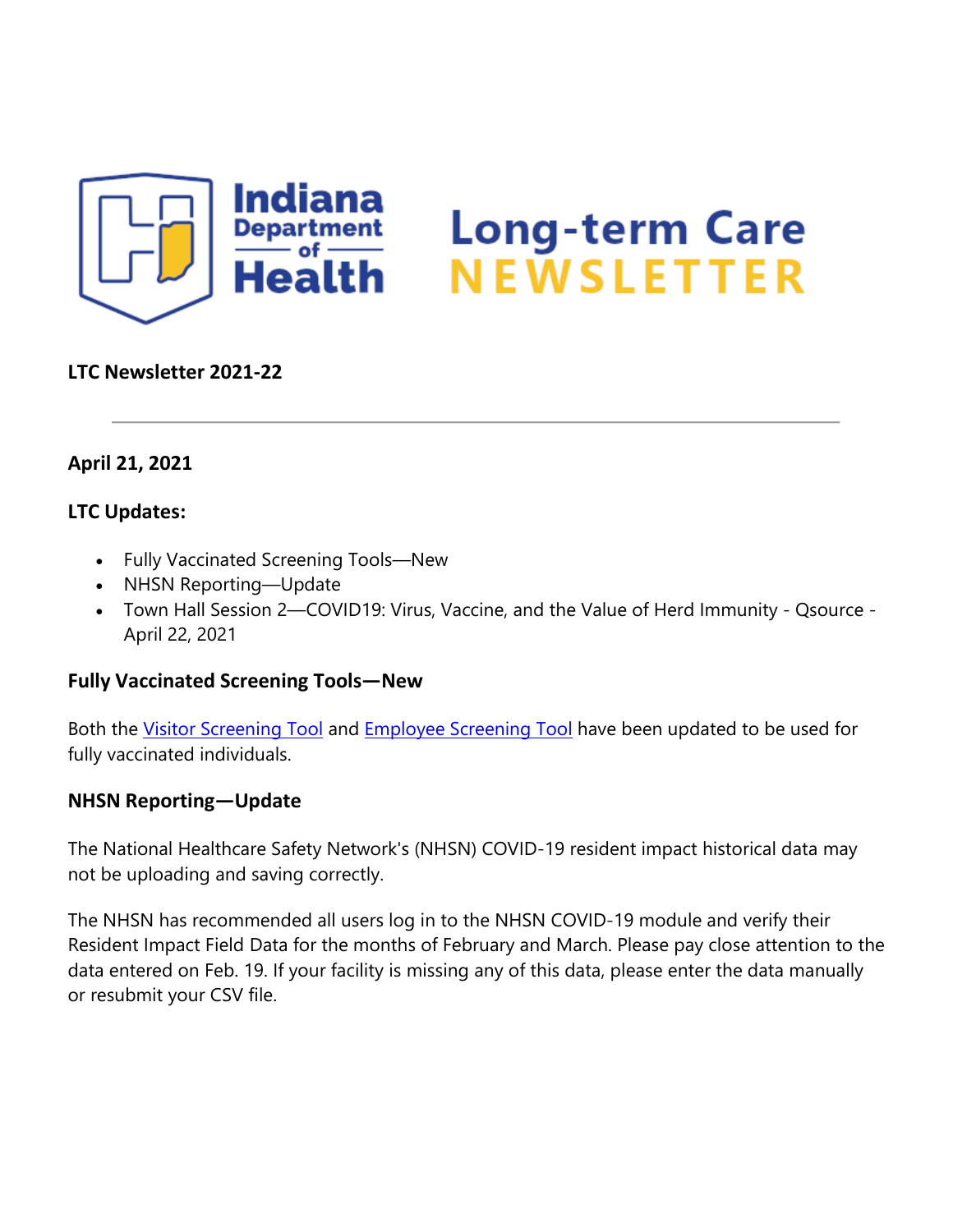# Indiana Department of Health Long-term Care NEWSLETTER

**LTC Newsletter 2021-22**

---

**April 21, 2021**

**LTC Updates:**

- Fully Vaccinated Screening Tools—New
- NHSN Reporting—Update
- Town Hall Session 2—COVID19: Virus, Vaccine, and the Value of Herd Immunity - Qsource - April 22, 2021

### Fully Vaccinated Screening Tools—New

Both the Visitor Screening Tool and Employee Screening Tool have been updated to be used for fully vaccinated individuals.

### NHSN Reporting—Update

The National Healthcare Safety Network's (NHSN) COVID-19 resident impact historical data may not be uploading and saving correctly.

The NHSN has recommended all users log in to the NHSN COVID-19 module and verify their Resident Impact Field Data for the months of February and March. Please pay close attention to the data entered on Feb. 19. If your facility is missing any of this data, please enter the data manually or resubmit your CSV file.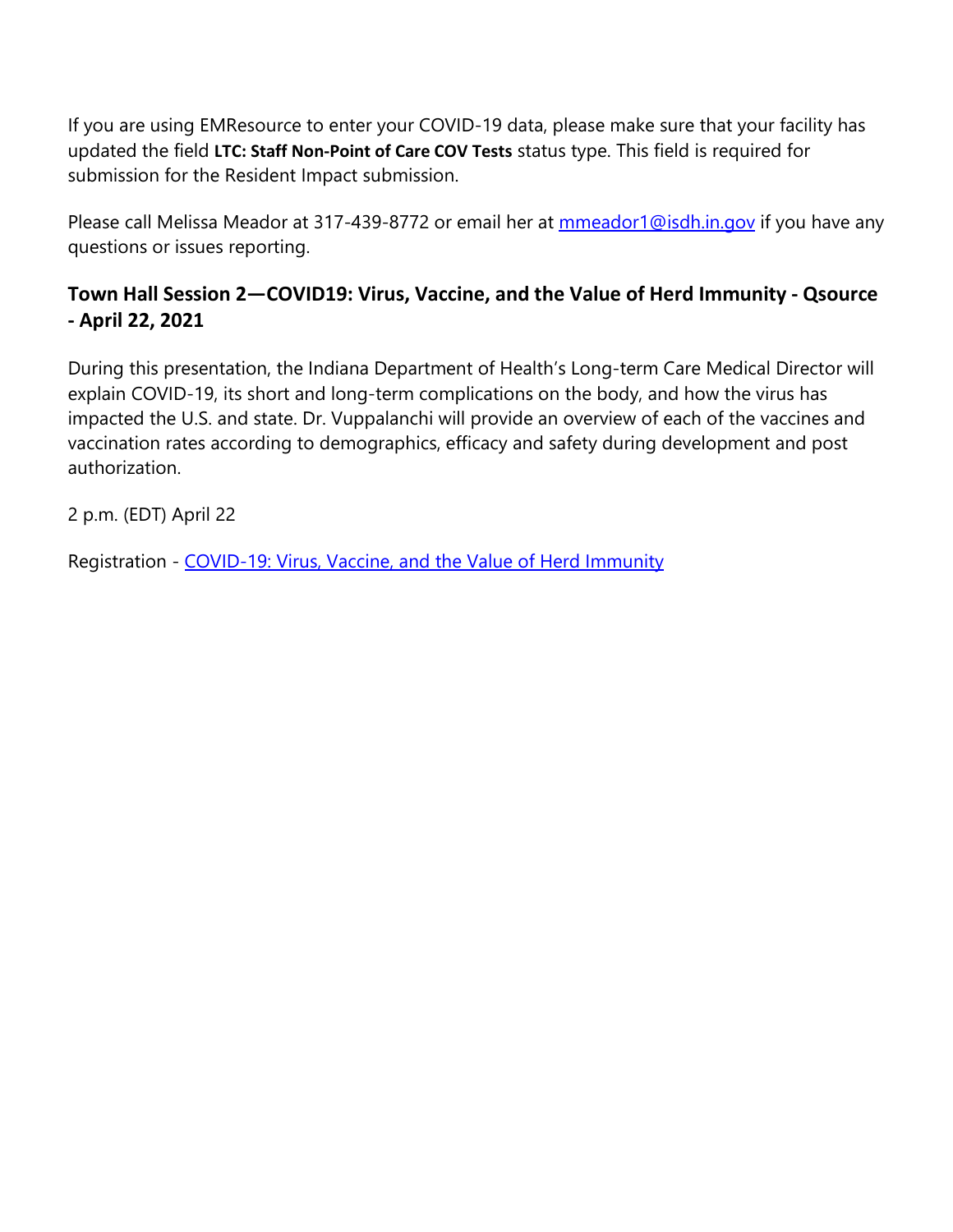If you are using EMResource to enter your COVID-19 data, please make sure that your facility has updated the field **LTC: Staff Non-Point of Care COV Tests** status type. This field is required for submission for the Resident Impact submission.

Please call Melissa Meador at 317-439-8772 or email her at mmeador1@isdh.in.gov if you have any questions or issues reporting.

### Town Hall Session 2—COVID19: Virus, Vaccine, and the Value of Herd Immunity - Qsource - April 22, 2021

During this presentation, the Indiana Department of Health's Long-term Care Medical Director will explain COVID-19, its short and long-term complications on the body, and how the virus has impacted the U.S. and state. Dr. Vuppalanchi will provide an overview of each of the vaccines and vaccination rates according to demographics, efficacy and safety during development and post authorization.

2 p.m. (EDT) April 22

Registration - COVID-19: Virus, Vaccine, and the Value of Herd Immunity